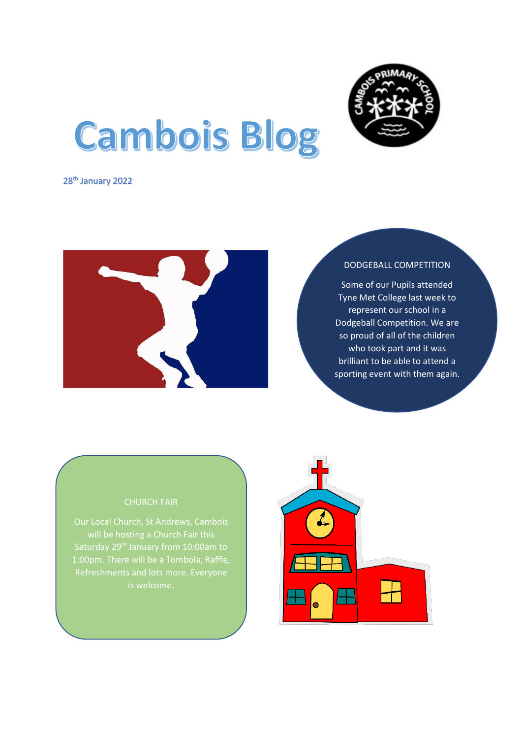# Cambois Blog

28th January 2022

## DODGEBALL COMPETITION

Some of our Pupils attended Tyne Met College last week to represent our school in a Dodgeball Competition. We are so proud of all of the children who took part and it was brilliant to be able to attend a sporting event with them again.

## CHURCH FAIR

Our Local Church, St Andrews, Cambois will be hosting a Church Fair this Saturday 29th January from 10:00am to 1:00pm. There will be a Tombola, Raffle, Refreshments and lots more. Everyone is welcome.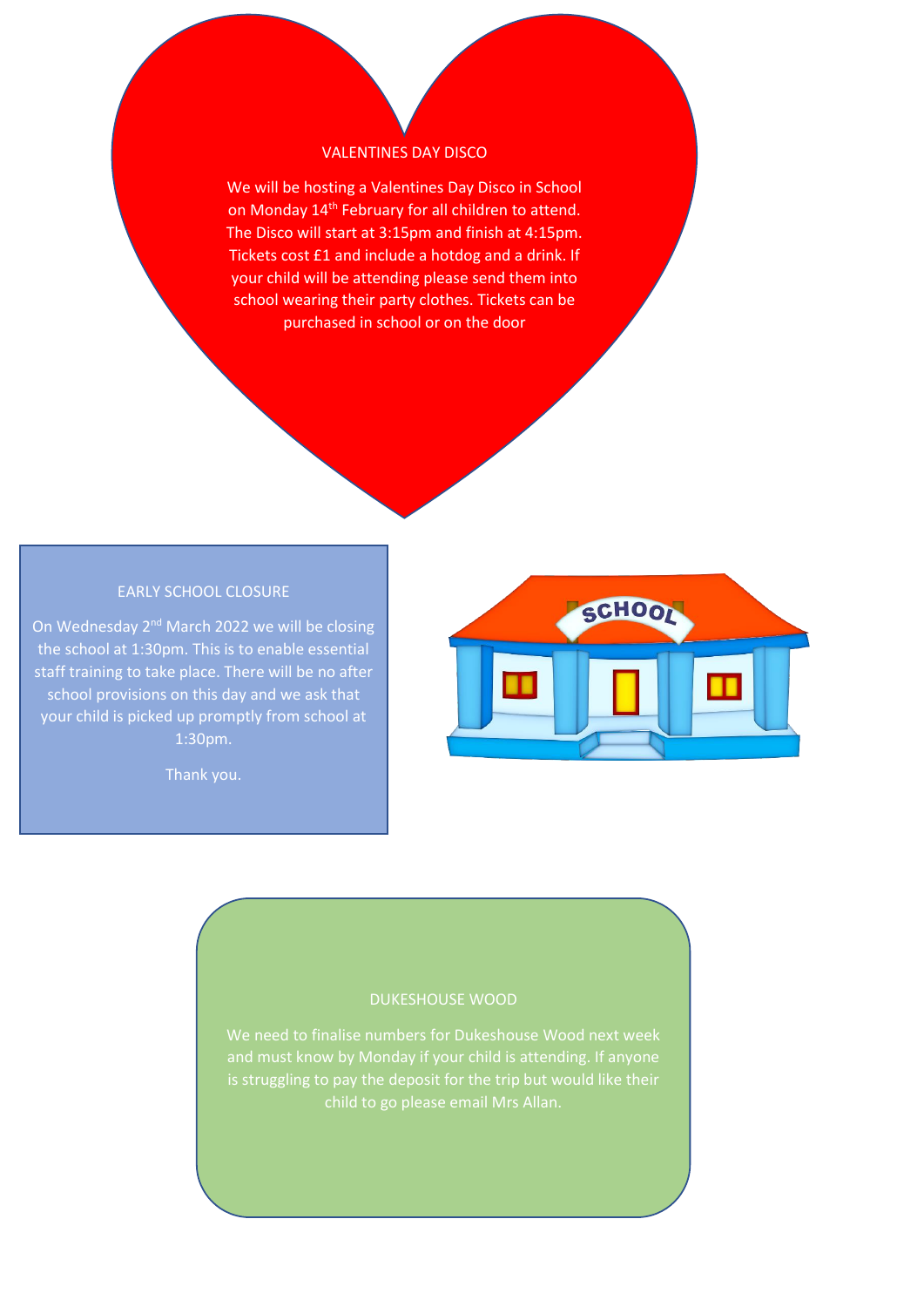## VALENTINES DAY DISCO

We will be hosting a Valentines Day Disco in School on Monday 14th February for all children to attend. The Disco will start at 3:15pm and finish at 4:15pm. Tickets cost £1 and include a hotdog and a drink. If your child will be attending please send them into school wearing their party clothes. Tickets can be purchased in school or on the door

## EARLY SCHOOL CLOSURE

On Wednesday 2nd March 2022 we will be closing the school at 1:30pm. This is to enable essential staff training to take place. There will be no after school provisions on this day and we ask that your child is picked up promptly from school at 1:30pm.

Thank you.

## DUKESHOUSE WOOD

We need to finalise numbers for Dukeshouse Wood next week and must know by Monday if your child is attending. If anyone is struggling to pay the deposit for the trip but would like their child to go please email Mrs Allan.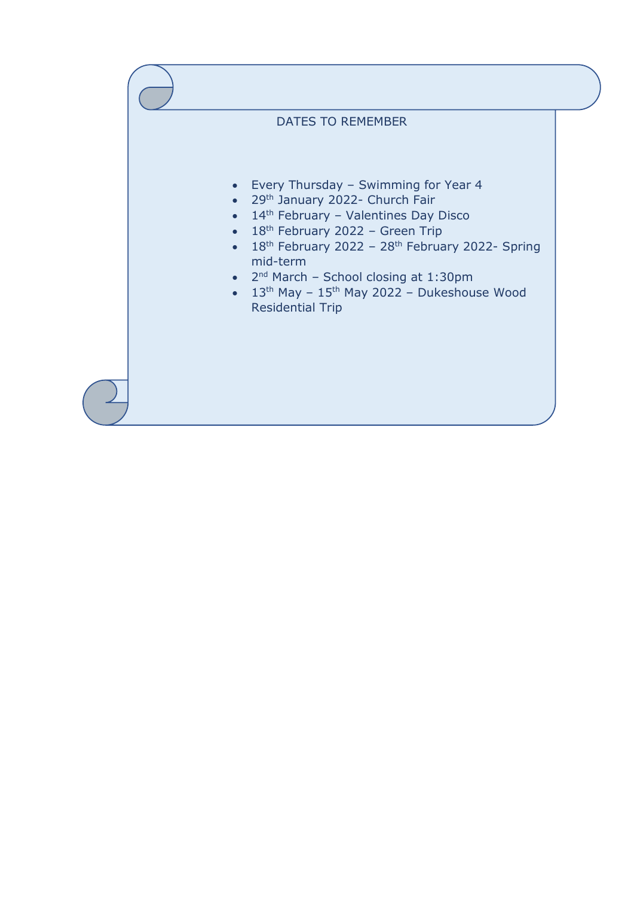## DATES TO REMEMBER

- Every Thursday – Swimming for Year 4
- 29th January 2022- Church Fair
- 14th February – Valentines Day Disco
- 18th February 2022 – Green Trip
- 18th February 2022 – 28th February 2022- Spring mid-term
- 2nd March – School closing at 1:30pm
- 13th May – 15th May 2022 – Dukeshouse Wood Residential Trip